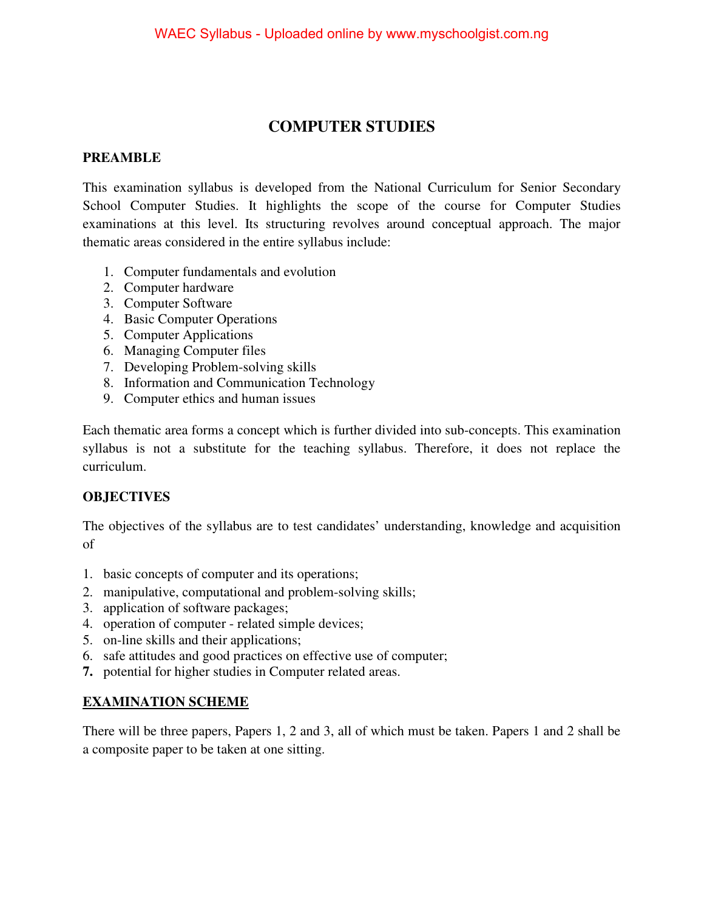# COMPUTER STUDIES

## PREAMBLE

This examination syllabus is developed from the National Curriculum for Senior Secondary School Computer Studies. It highlights the scope of the course for Computer Studies examinations at this level. Its structuring revolves around conceptual approach. The major thematic areas considered in the entire syllabus include:

1. Computer fundamentals and evolution
2. Computer hardware
3. Computer Software
4. Basic Computer Operations
5. Computer Applications
6. Managing Computer files
7. Developing Problem-solving skills
8. Information and Communication Technology
9. Computer ethics and human issues

Each thematic area forms a concept which is further divided into sub-concepts. This examination syllabus is not a substitute for the teaching syllabus. Therefore, it does not replace the curriculum.

## OBJECTIVES

The objectives of the syllabus are to test candidates' understanding, knowledge and acquisition of

1. basic concepts of computer and its operations;
2. manipulative, computational and problem-solving skills;
3. application of software packages;
4. operation of computer - related simple devices;
5. on-line skills and their applications;
6. safe attitudes and good practices on effective use of computer;
7. potential for higher studies in Computer related areas.

## EXAMINATION SCHEME

There will be three papers, Papers 1, 2 and 3, all of which must be taken. Papers 1 and 2 shall be a composite paper to be taken at one sitting.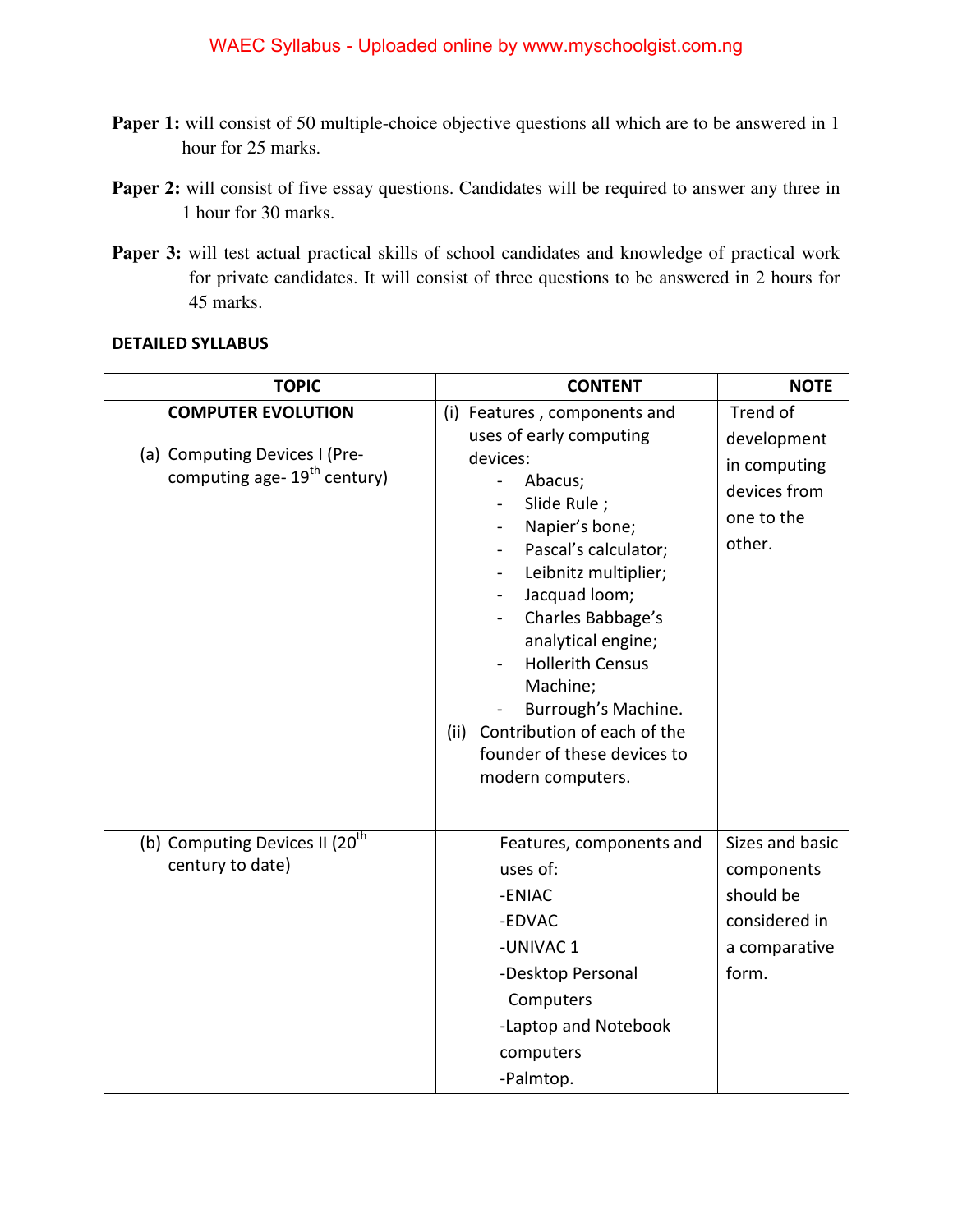**Paper 1:** will consist of 50 multiple-choice objective questions all which are to be answered in 1 hour for 25 marks.

**Paper 2:** will consist of five essay questions. Candidates will be required to answer any three in 1 hour for 30 marks.

**Paper 3:** will test actual practical skills of school candidates and knowledge of practical work for private candidates. It will consist of three questions to be answered in 2 hours for 45 marks.

**DETAILED SYLLABUS**

| TOPIC | CONTENT | NOTE |
|---|---|---|
| **COMPUTER EVOLUTION**<br><br>(a) Computing Devices I (Pre-computing age- 19th century) | (i) Features , components and uses of early computing devices:<br>- Abacus;<br>- Slide Rule ;<br>- Napier's bone;<br>- Pascal's calculator;<br>- Leibnitz multiplier;<br>- Jacquad loom;<br>- Charles Babbage's analytical engine;<br>- Hollerith Census Machine;<br>- Burrough's Machine.<br>(ii) Contribution of each of the founder of these devices to modern computers. | Trend of development in computing devices from one to the other. |
| (b) Computing Devices II (20th century to date) | Features, components and uses of:<br>-ENIAC<br>-EDVAC<br>-UNIVAC 1<br>-Desktop Personal Computers<br>-Laptop and Notebook computers<br>-Palmtop. | Sizes and basic components should be considered in a comparative form. |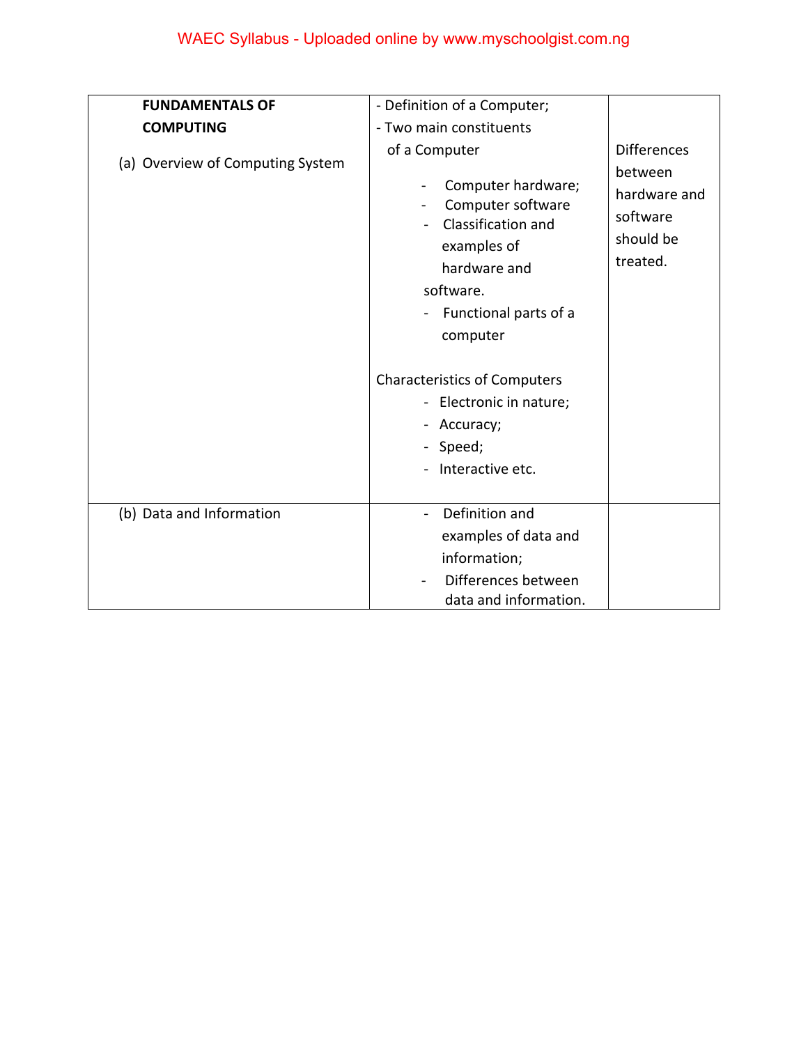| | | |
|---|---|---|
| **FUNDAMENTALS OF COMPUTING**<br><br>(a) Overview of Computing System | - Definition of a Computer;<br>- Two main constituents of a Computer<br>- Computer hardware;<br>- Computer software<br>- Classification and examples of hardware and software.<br>- Functional parts of a computer<br><br>Characteristics of Computers<br>- Electronic in nature;<br>- Accuracy;<br>- Speed;<br>- Interactive etc. | Differences between hardware and software should be treated. |
| (b) Data and Information | - Definition and examples of data and information;<br>- Differences between data and information. | |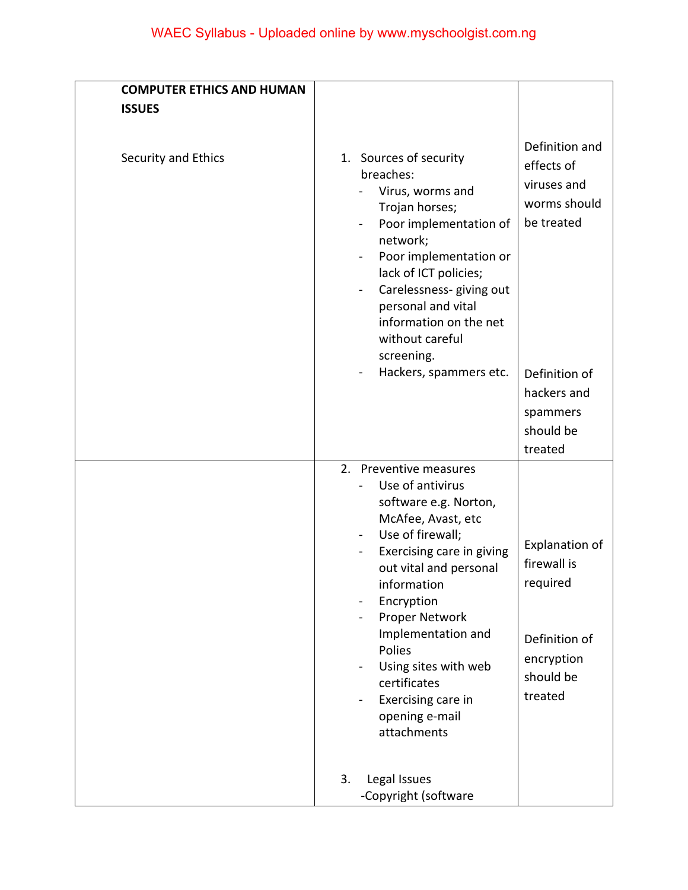| | | |
|---|---|---|
| **COMPUTER ETHICS AND HUMAN ISSUES**<br><br>Security and Ethics | 1. Sources of security breaches:<br>- Virus, worms and Trojan horses;<br>- Poor implementation of network;<br>- Poor implementation or lack of ICT policies;<br>- Carelessness- giving out personal and vital information on the net without careful screening.<br>- Hackers, spammers etc. | Definition and effects of viruses and worms should be treated<br><br>Definition of hackers and spammers should be treated |
| | 2. Preventive measures<br>- Use of antivirus software e.g. Norton, McAfee, Avast, etc<br>- Use of firewall;<br>- Exercising care in giving out vital and personal information<br>- Encryption<br>- Proper Network Implementation and Polies<br>- Using sites with web certificates<br>- Exercising care in opening e-mail attachments<br><br>3. Legal Issues<br>-Copyright (software | Explanation of firewall is required<br><br>Definition of encryption should be treated |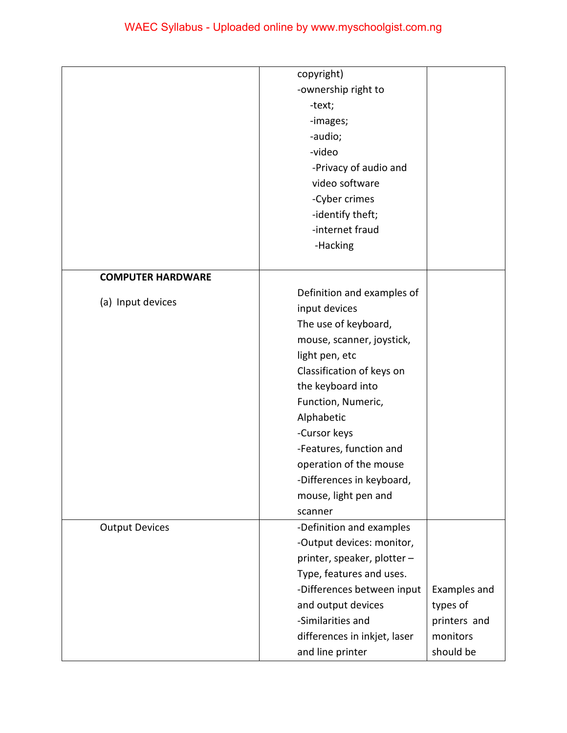| | | |
|---|---|---|
| | copyright)<br>-ownership right to<br>-text;<br>-images;<br>-audio;<br>-video<br>-Privacy of audio and video software<br>-Cyber crimes<br>-identify theft;<br>-internet fraud<br>-Hacking | |
| **COMPUTER HARDWARE**<br><br>(a) Input devices | Definition and examples of input devices<br>The use of keyboard, mouse, scanner, joystick, light pen, etc<br>Classification of keys on the keyboard into Function, Numeric, Alphabetic<br>-Cursor keys<br>-Features, function and operation of the mouse<br>-Differences in keyboard, mouse, light pen and scanner | |
| Output Devices | -Definition and examples<br>-Output devices: monitor, printer, speaker, plotter – Type, features and uses.<br>-Differences between input and output devices<br>-Similarities and differences in inkjet, laser and line printer | Examples and types of printers and monitors should be |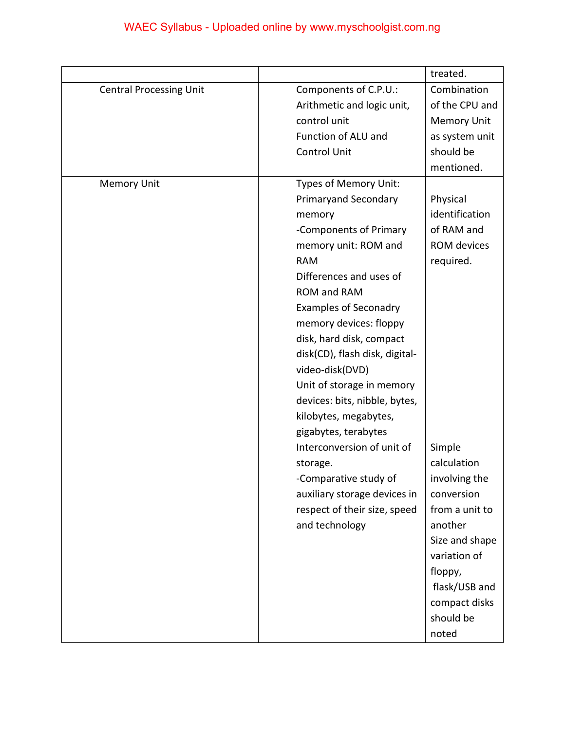| | | |
|---|---|---|
| | | treated. |
| Central Processing Unit | Components of C.P.U.: Arithmetic and logic unit, control unit<br>Function of ALU and Control Unit | Combination of the CPU and Memory Unit as system unit should be mentioned. |
| Memory Unit | Types of Memory Unit: Primaryand Secondary memory<br>-Components of Primary memory unit: ROM and RAM<br>Differences and uses of ROM and RAM<br>Examples of Seconadry memory devices: floppy disk, hard disk, compact disk(CD), flash disk, digital-video-disk(DVD)<br>Unit of storage in memory devices: bits, nibble, bytes, kilobytes, megabytes, gigabytes, terabytes<br>Interconversion of unit of storage.<br>-Comparative study of auxiliary storage devices in respect of their size, speed and technology | Physical identification of RAM and ROM devices required.<br>Simple calculation involving the conversion from a unit to another<br>Size and shape variation of floppy, flask/USB and compact disks should be noted |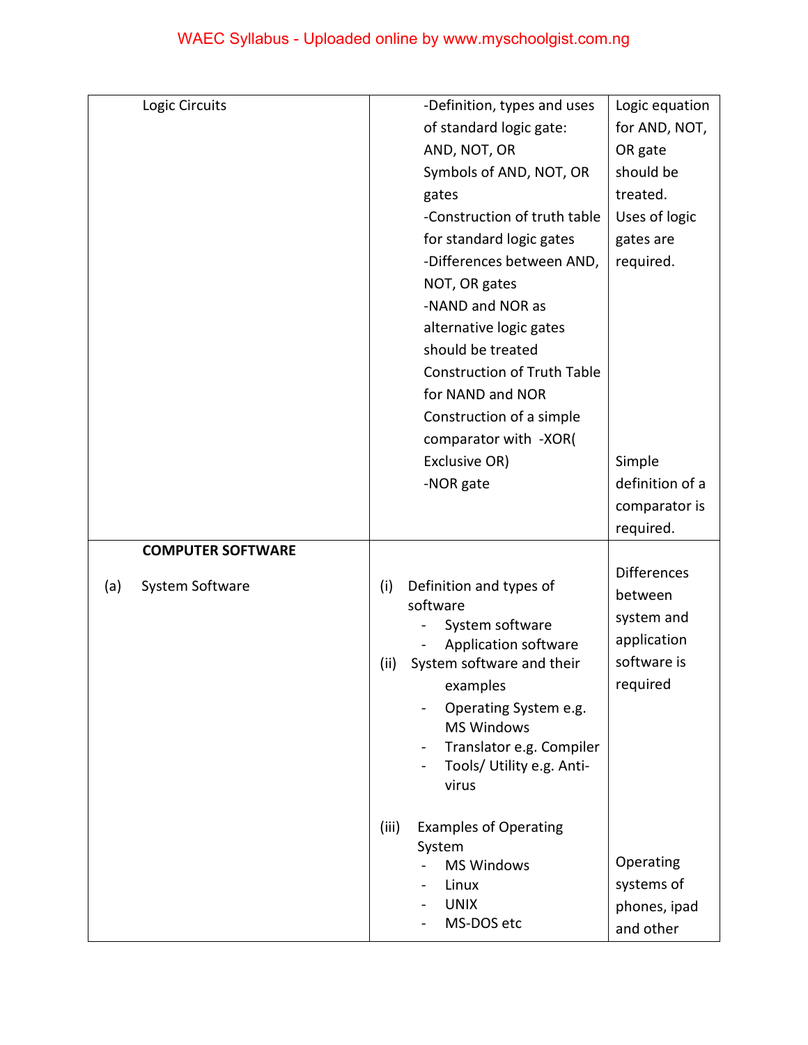| | | |
|---|---|---|
| Logic Circuits | -Definition, types and uses of standard logic gate: AND, NOT, OR<br>Symbols of AND, NOT, OR gates<br>-Construction of truth table for standard logic gates<br>-Differences between AND, NOT, OR gates<br>-NAND and NOR as alternative logic gates should be treated<br>Construction of Truth Table for NAND and NOR<br>Construction of a simple comparator with -XOR( Exclusive OR)<br>-NOR gate | Logic equation for AND, NOT, OR gate should be treated.<br>Uses of logic gates are required.<br><br>Simple definition of a comparator is required. |
| **COMPUTER SOFTWARE**<br><br>(a) System Software | (i) Definition and types of software<br>- System software<br>- Application software<br>(ii) System software and their examples<br>- Operating System e.g. MS Windows<br>- Translator e.g. Compiler<br>- Tools/ Utility e.g. Anti-virus<br><br>(iii) Examples of Operating System<br>- MS Windows<br>- Linux<br>- UNIX<br>- MS-DOS etc | Differences between system and application software is required<br><br>Operating systems of phones, ipad and other |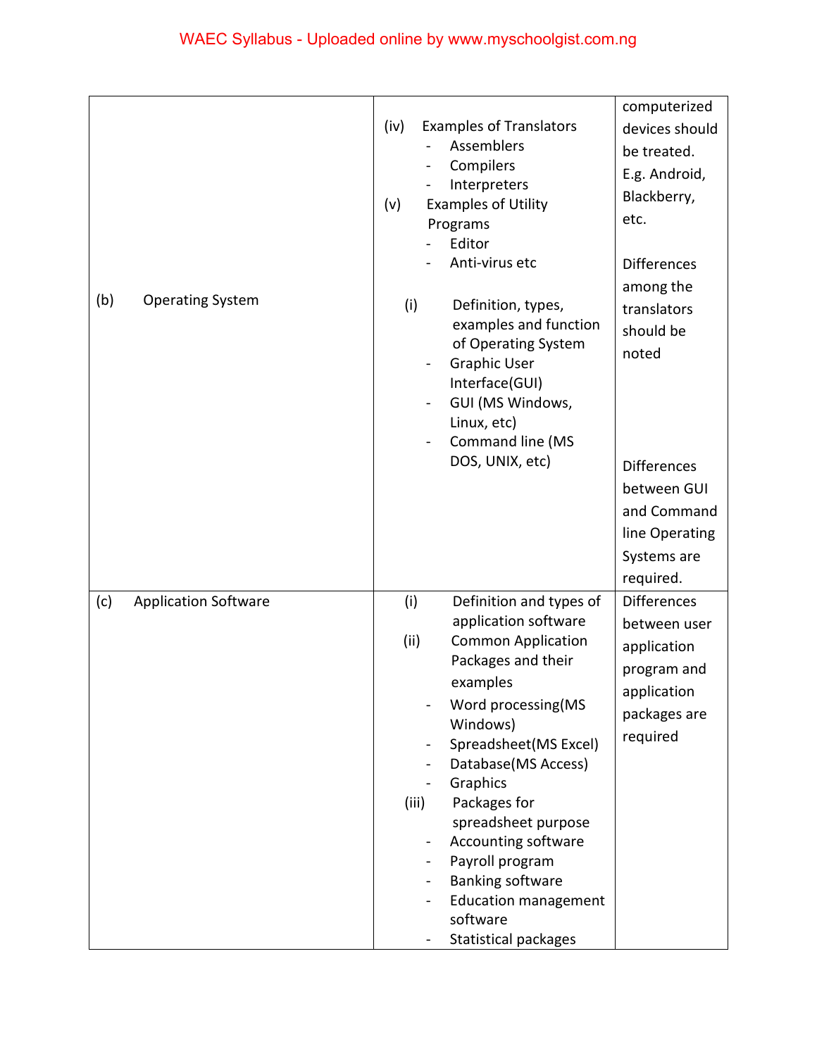| | | |
|---|---|---|
| | (iv) Examples of Translators<br>- Assemblers<br>- Compilers<br>- Interpreters<br>(v) Examples of Utility Programs<br>- Editor<br>- Anti-virus etc | computerized devices should be treated. E.g. Android, Blackberry, etc.<br><br>Differences among the translators should be noted |
| (b) Operating System | (i) Definition, types, examples and function of Operating System<br>- Graphic User Interface(GUI)<br>- GUI (MS Windows, Linux, etc)<br>- Command line (MS DOS, UNIX, etc) | Differences between GUI and Command line Operating Systems are required. |
| (c) Application Software | (i) Definition and types of application software<br>(ii) Common Application Packages and their examples<br>- Word processing(MS Windows)<br>- Spreadsheet(MS Excel)<br>- Database(MS Access)<br>- Graphics<br>(iii) Packages for spreadsheet purpose<br>- Accounting software<br>- Payroll program<br>- Banking software<br>- Education management software<br>- Statistical packages | Differences between user application program and application packages are required |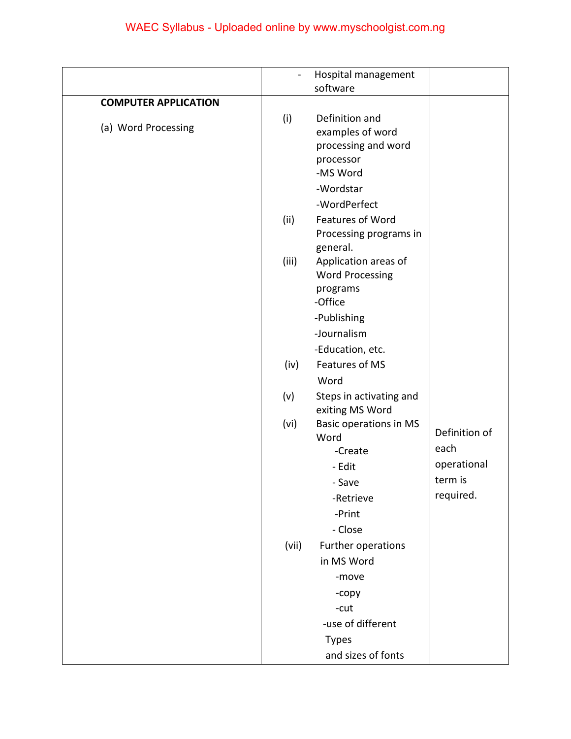| | | |
|---|---|---|
| | - Hospital management software | |
| **COMPUTER APPLICATION**<br><br>(a) Word Processing | (i) Definition and examples of word processing and word processor<br>-MS Word<br>-Wordstar<br>-WordPerfect<br>(ii) Features of Word Processing programs in general.<br>(iii) Application areas of Word Processing programs<br>-Office<br>-Publishing<br>-Journalism<br>-Education, etc.<br>(iv) Features of MS Word<br>(v) Steps in activating and exiting MS Word<br>(vi) Basic operations in MS Word<br>-Create<br>- Edit<br>- Save<br>-Retrieve<br>-Print<br>- Close<br>(vii) Further operations in MS Word<br>-move<br>-copy<br>-cut<br>-use of different Types and sizes of fonts | Definition of each operational term is required. |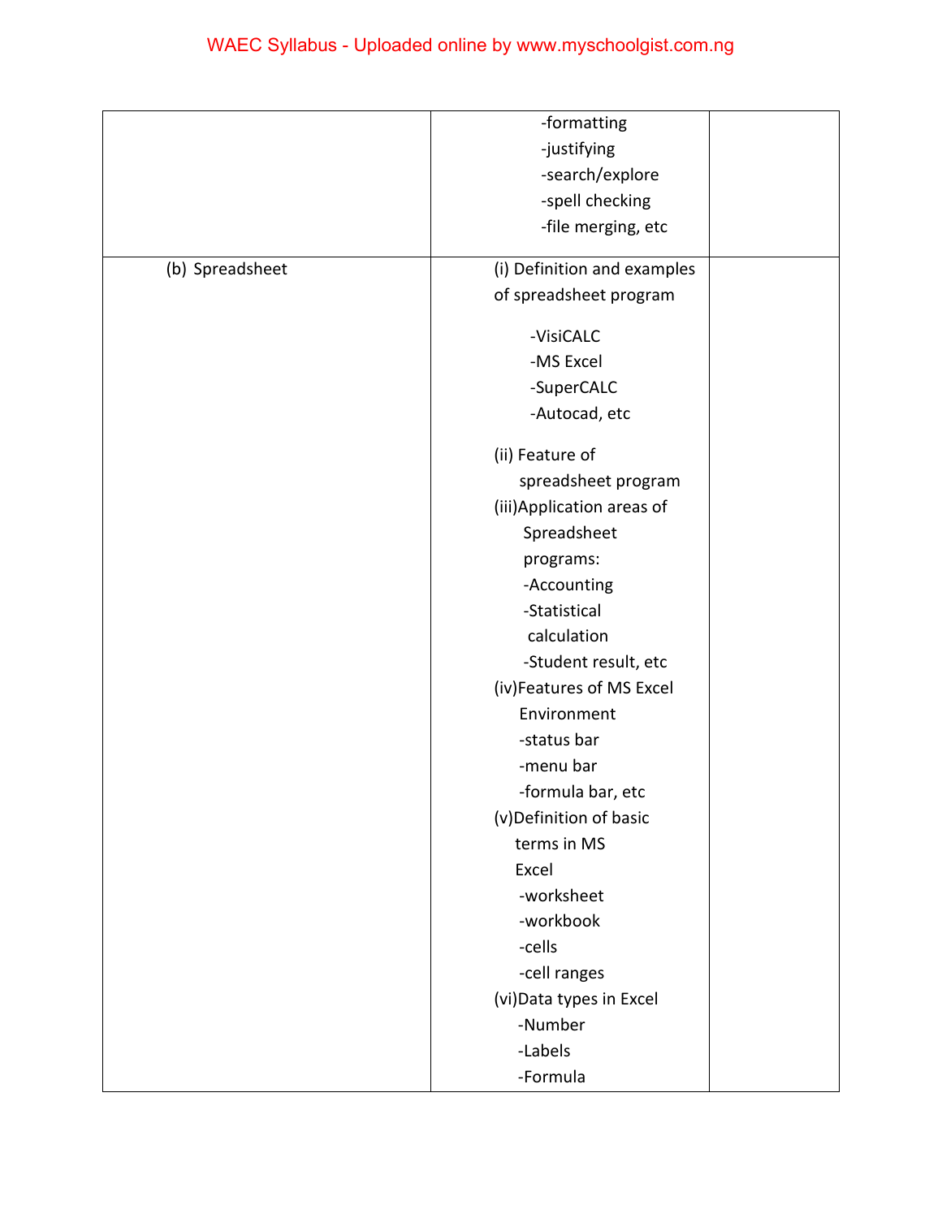|  |  |  |
|---|---|---|
|  | -formatting<br>-justifying<br>-search/explore<br>-spell checking<br>-file merging, etc |  |
| (b) Spreadsheet | (i) Definition and examples of spreadsheet program<br>-VisiCALC<br>-MS Excel<br>-SuperCALC<br>-Autocad, etc<br>(ii) Feature of spreadsheet program<br>(iii)Application areas of Spreadsheet programs:<br>-Accounting<br>-Statistical calculation<br>-Student result, etc<br>(iv)Features of MS Excel Environment<br>-status bar<br>-menu bar<br>-formula bar, etc<br>(v)Definition of basic terms in MS Excel<br>-worksheet<br>-workbook<br>-cells<br>-cell ranges<br>(vi)Data types in Excel<br>-Number<br>-Labels<br>-Formula |  |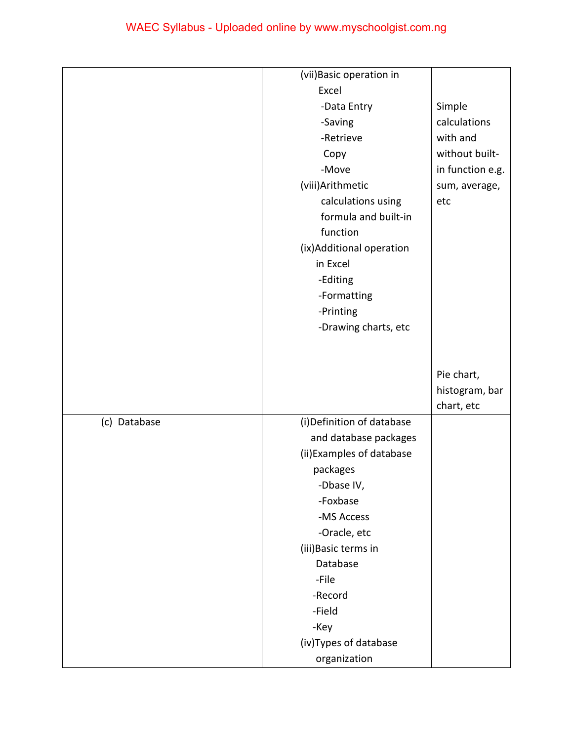| | | |
|---|---|---|
| | (vii)Basic operation in Excel<br>-Data Entry<br>-Saving<br>-Retrieve<br>Copy<br>-Move<br>(viii)Arithmetic calculations using formula and built-in function<br>(ix)Additional operation in Excel<br>-Editing<br>-Formatting<br>-Printing<br>-Drawing charts, etc | Simple calculations with and without built-in function e.g. sum, average, etc<br><br>Pie chart, histogram, bar chart, etc |
| (c) Database | (i)Definition of database and database packages<br>(ii)Examples of database packages<br>-Dbase IV,<br>-Foxbase<br>-MS Access<br>-Oracle, etc<br>(iii)Basic terms in Database<br>-File<br>-Record<br>-Field<br>-Key<br>(iv)Types of database organization | |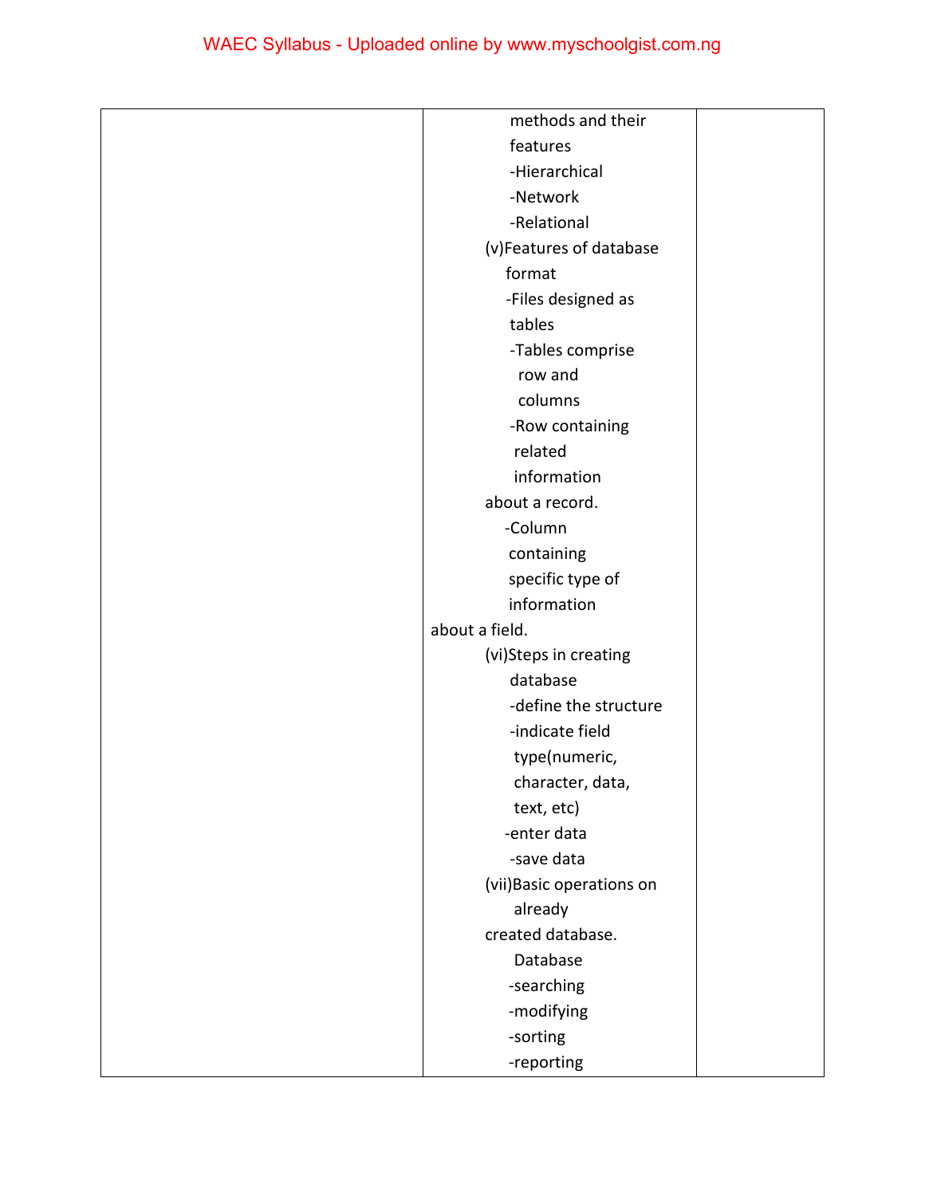|  | methods and their features<br>-Hierarchical<br>-Network<br>-Relational<br>(v)Features of database format<br>-Files designed as tables<br>-Tables comprise row and columns<br>-Row containing related information about a record.<br>-Column containing specific type of information about a field.<br>(vi)Steps in creating database<br>-define the structure<br>-indicate field type(numeric, character, data, text, etc)<br>-enter data<br>-save data<br>(vii)Basic operations on already created database.<br>Database<br>-searching<br>-modifying<br>-sorting<br>-reporting |  |
|---|---|---|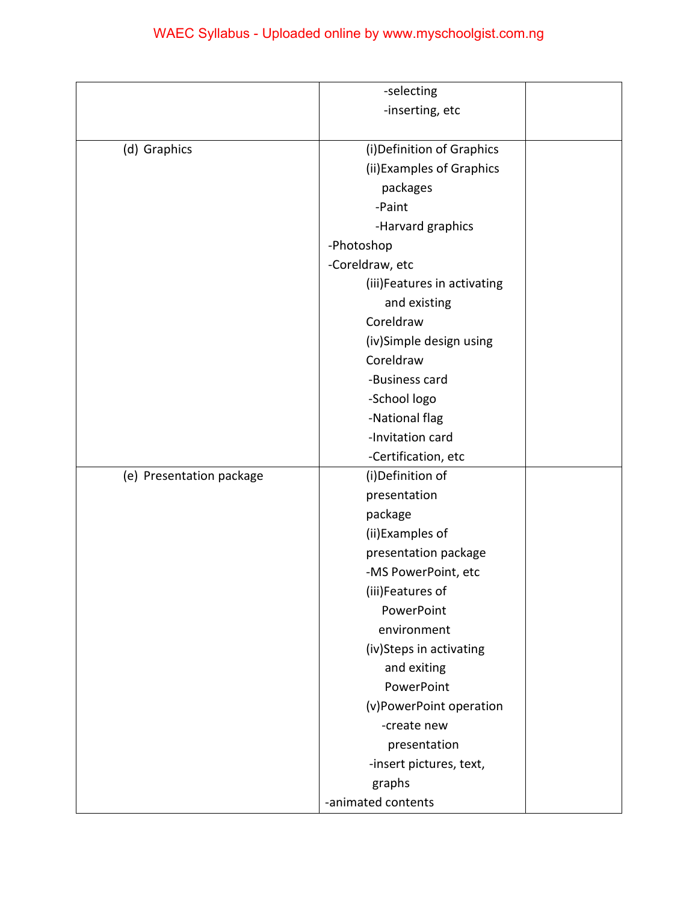| | | |
|---|---|---|
| | -selecting<br>-inserting, etc | |
| (d) Graphics | (i)Definition of Graphics<br>(ii)Examples of Graphics packages<br>-Paint<br>-Harvard graphics<br>-Photoshop<br>-Coreldraw, etc<br>(iii)Features in activating and existing Coreldraw<br>(iv)Simple design using Coreldraw<br>-Business card<br>-School logo<br>-National flag<br>-Invitation card<br>-Certification, etc | |
| (e) Presentation package | (i)Definition of presentation package<br>(ii)Examples of presentation package<br>-MS PowerPoint, etc<br>(iii)Features of PowerPoint environment<br>(iv)Steps in activating and exiting PowerPoint<br>(v)PowerPoint operation<br>-create new presentation<br>-insert pictures, text, graphs<br>-animated contents | |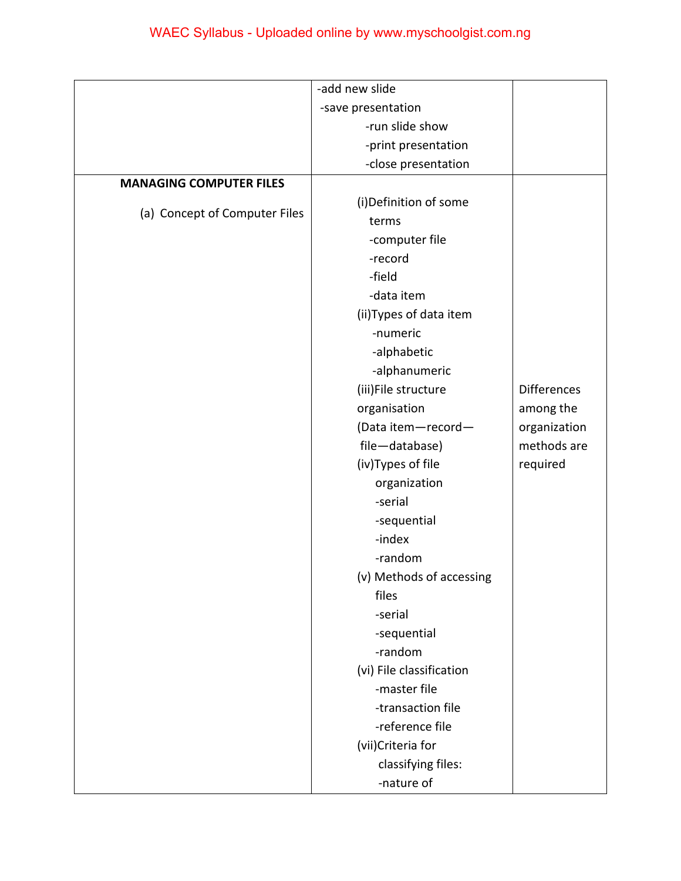|  |  |  |
|---|---|---|
|  | -add new slide<br>-save presentation<br>-run slide show<br>-print presentation<br>-close presentation |  |
| **MANAGING COMPUTER FILES**<br><br>(a) Concept of Computer Files | (i)Definition of some terms<br>-computer file<br>-record<br>-field<br>-data item<br>(ii)Types of data item<br>-numeric<br>-alphabetic<br>-alphanumeric<br>(iii)File structure organisation<br>(Data item—record—file—database)<br>(iv)Types of file organization<br>-serial<br>-sequential<br>-index<br>-random<br>(v) Methods of accessing files<br>-serial<br>-sequential<br>-random<br>(vi) File classification<br>-master file<br>-transaction file<br>-reference file<br>(vii)Criteria for classifying files:<br>-nature of | Differences among the organization methods are required |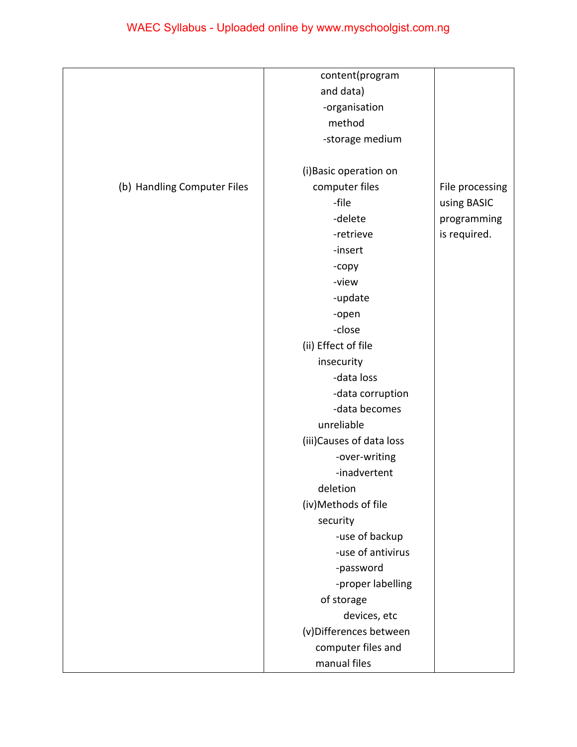| | | |
|---|---|---|
| | content(program and data)<br>-organisation method<br>-storage medium | |
| (b) Handling Computer Files | (i)Basic operation on computer files<br>-file<br>-delete<br>-retrieve<br>-insert<br>-copy<br>-view<br>-update<br>-open<br>-close<br>(ii) Effect of file insecurity<br>-data loss<br>-data corruption<br>-data becomes unreliable<br>(iii)Causes of data loss<br>-over-writing<br>-inadvertent deletion<br>(iv)Methods of file security<br>-use of backup<br>-use of antivirus<br>-password<br>-proper labelling of storage devices, etc<br>(v)Differences between computer files and manual files | File processing using BASIC programming is required. |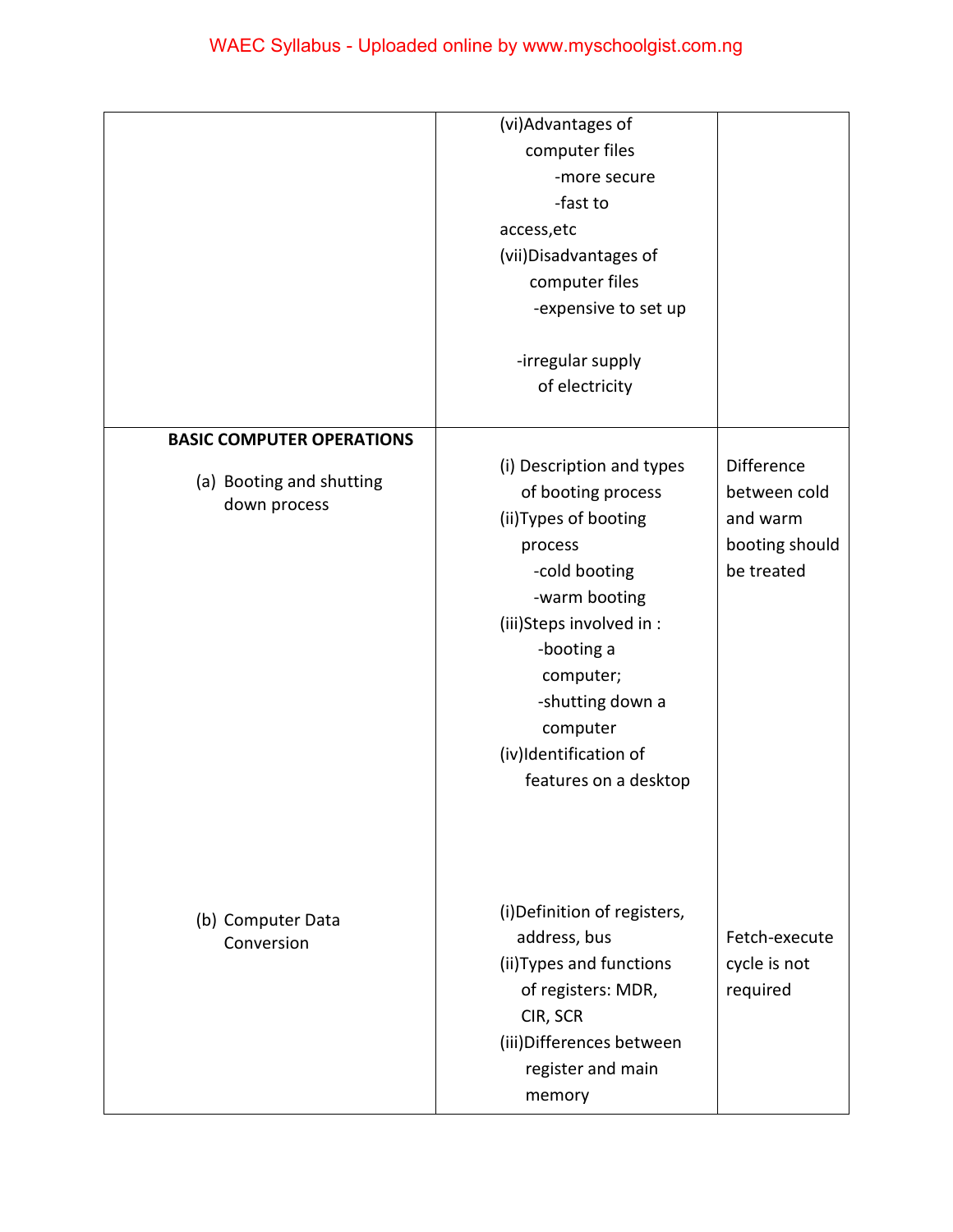| | | |
|---|---|---|
| | (vi)Advantages of computer files<br>-more secure<br>-fast to access,etc<br>(vii)Disadvantages of computer files<br>-expensive to set up<br>-irregular supply of electricity | |
| **BASIC COMPUTER OPERATIONS**<br>(a) Booting and shutting down process | (i) Description and types of booting process<br>(ii)Types of booting process<br>-cold booting<br>-warm booting<br>(iii)Steps involved in :<br>-booting a computer;<br>-shutting down a computer<br>(iv)Identification of features on a desktop | Difference between cold and warm booting should be treated |
| (b) Computer Data Conversion | (i)Definition of registers, address, bus<br>(ii)Types and functions of registers: MDR, CIR, SCR<br>(iii)Differences between register and main memory | Fetch-execute cycle is not required |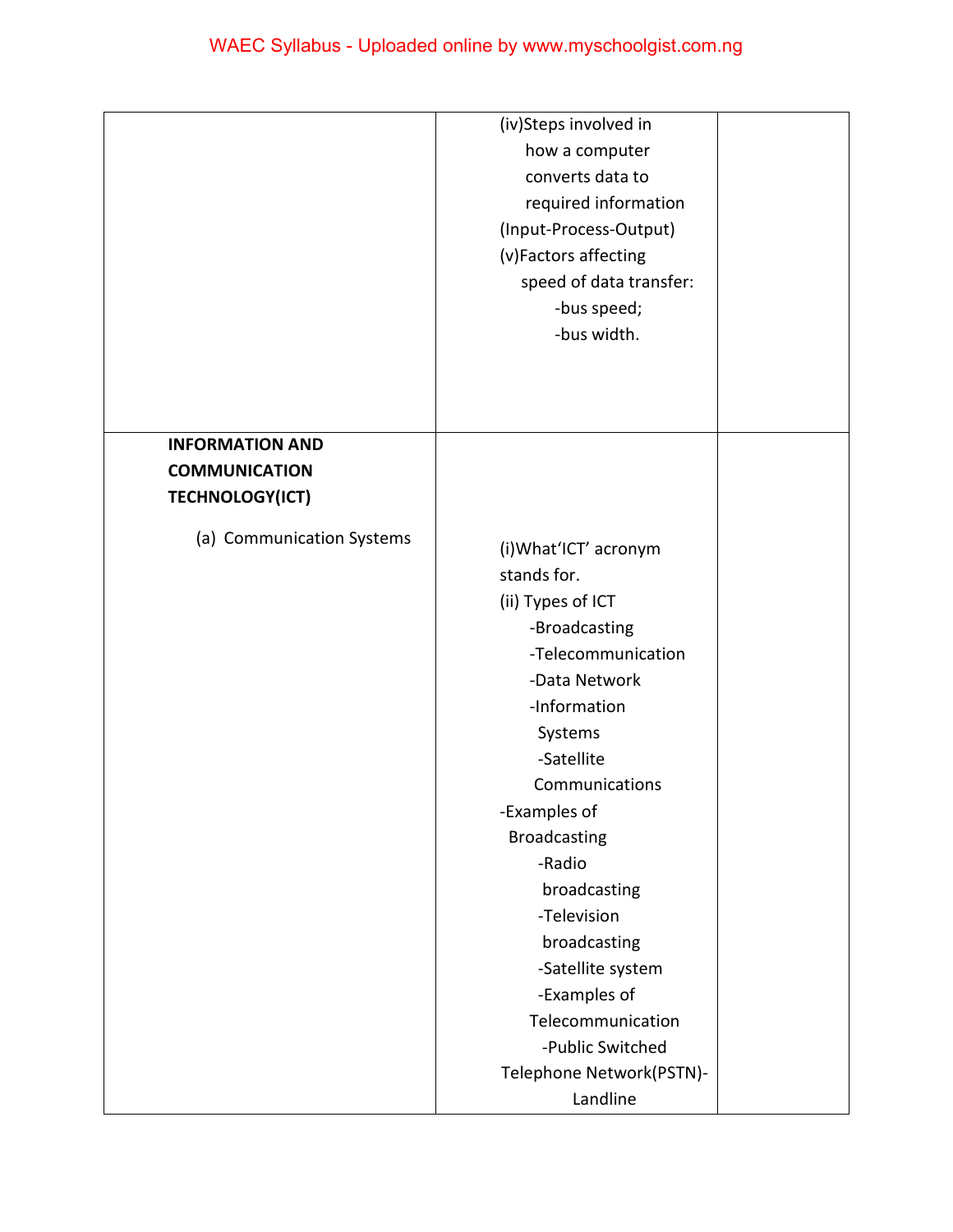| | | |
|---|---|---|
| | (iv)Steps involved in how a computer converts data to required information (Input-Process-Output)<br>(v)Factors affecting speed of data transfer:<br>-bus speed;<br>-bus width. | |
| **INFORMATION AND COMMUNICATION TECHNOLOGY(ICT)**<br><br>(a) Communication Systems | (i)What'ICT' acronym stands for.<br>(ii) Types of ICT<br>-Broadcasting<br>-Telecommunication<br>-Data Network<br>-Information Systems<br>-Satellite Communications<br>-Examples of Broadcasting<br>-Radio broadcasting<br>-Television broadcasting<br>-Satellite system<br>-Examples of Telecommunication<br>-Public Switched Telephone Network(PSTN)-Landline | |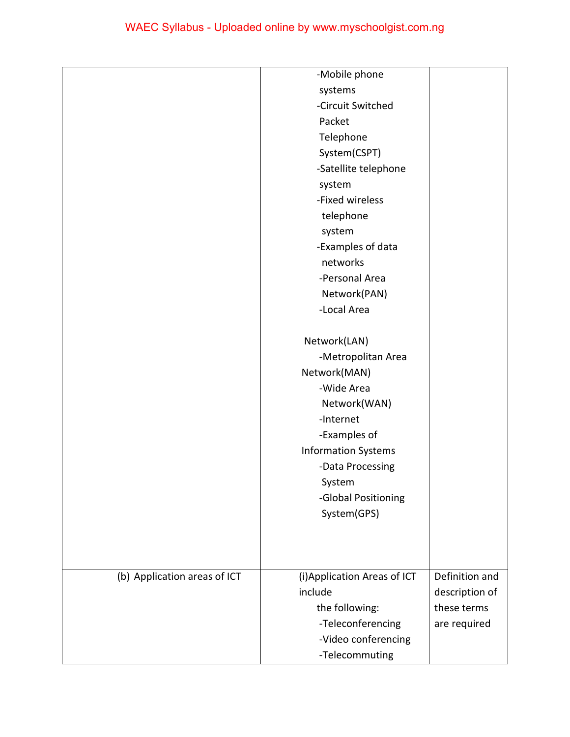| | | |
|---|---|---|
| | -Mobile phone systems<br>-Circuit Switched Packet Telephone System(CSPT)<br>-Satellite telephone system<br>-Fixed wireless telephone system<br>-Examples of data networks<br>-Personal Area Network(PAN)<br>-Local Area Network(LAN)<br>-Metropolitan Area Network(MAN)<br>-Wide Area Network(WAN)<br>-Internet<br>-Examples of Information Systems<br>-Data Processing System<br>-Global Positioning System(GPS) | |
| (b) Application areas of ICT | (i)Application Areas of ICT include the following:<br>-Teleconferencing<br>-Video conferencing<br>-Telecommuting | Definition and description of these terms are required |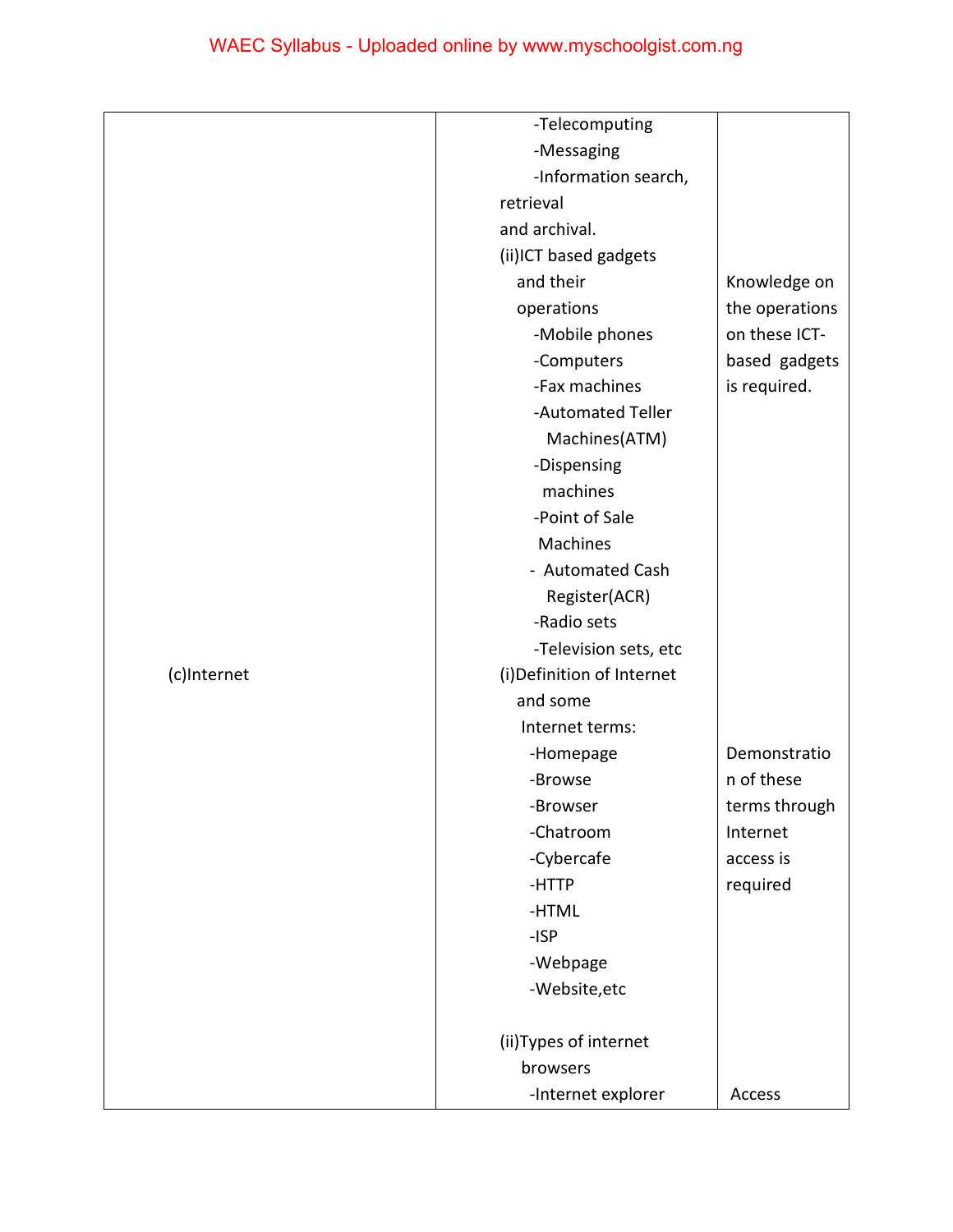| | | |
|---|---|---|
| | -Telecomputing<br>-Messaging<br>-Information search, retrieval and archival.<br>(ii)ICT based gadgets and their operations<br>-Mobile phones<br>-Computers<br>-Fax machines<br>-Automated Teller Machines(ATM)<br>-Dispensing machines<br>-Point of Sale Machines<br>- Automated Cash Register(ACR)<br>-Radio sets<br>-Television sets, etc | Knowledge on the operations on these ICT-based gadgets is required. |
| (c)Internet | (i)Definition of Internet and some Internet terms:<br>-Homepage<br>-Browse<br>-Browser<br>-Chatroom<br>-Cybercafe<br>-HTTP<br>-HTML<br>-ISP<br>-Webpage<br>-Website,etc | Demonstration of these terms through Internet access is required |
| | (ii)Types of internet browsers<br>-Internet explorer | Access |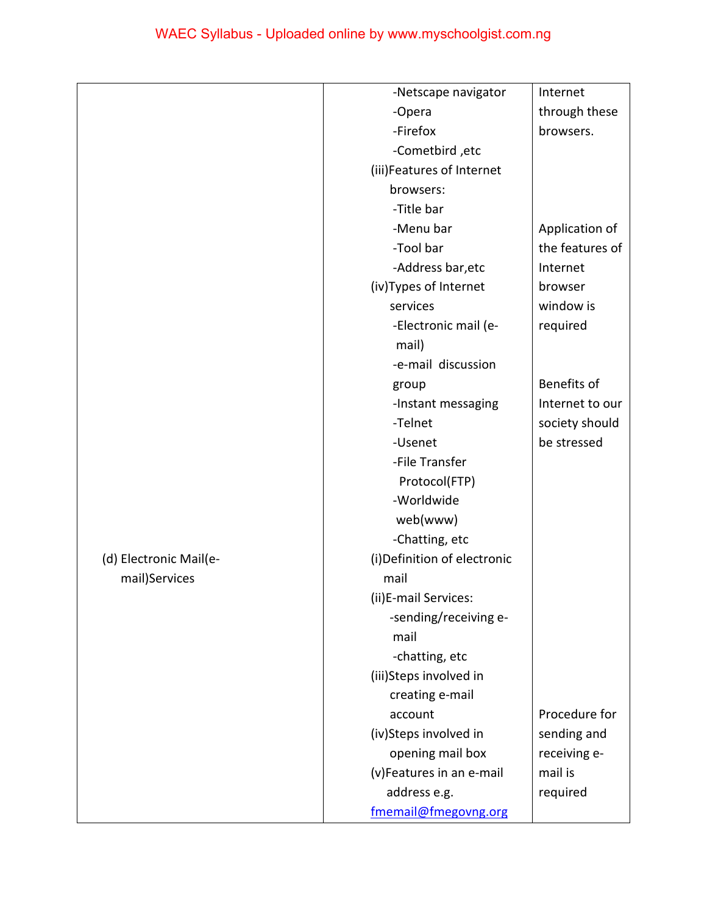| | | |
|---|---|---|
| | -Netscape navigator<br>-Opera<br>-Firefox<br>-Cometbird ,etc<br>(iii)Features of Internet browsers:<br>-Title bar<br>-Menu bar<br>-Tool bar<br>-Address bar,etc<br>(iv)Types of Internet services<br>-Electronic mail (e-mail)<br>-e-mail discussion group<br>-Instant messaging<br>-Telnet<br>-Usenet<br>-File Transfer Protocol(FTP)<br>-Worldwide web(www)<br>-Chatting, etc | Internet through these browsers.<br><br>Application of the features of Internet browser window is required<br><br>Benefits of Internet to our society should be stressed |
| (d) Electronic Mail(e-mail)Services | (i)Definition of electronic mail<br>(ii)E-mail Services:<br>-sending/receiving e-mail<br>-chatting, etc<br>(iii)Steps involved in creating e-mail account<br>(iv)Steps involved in opening mail box<br>(v)Features in an e-mail address e.g. fmemail@fmegovng.org | Procedure for sending and receiving e-mail is required |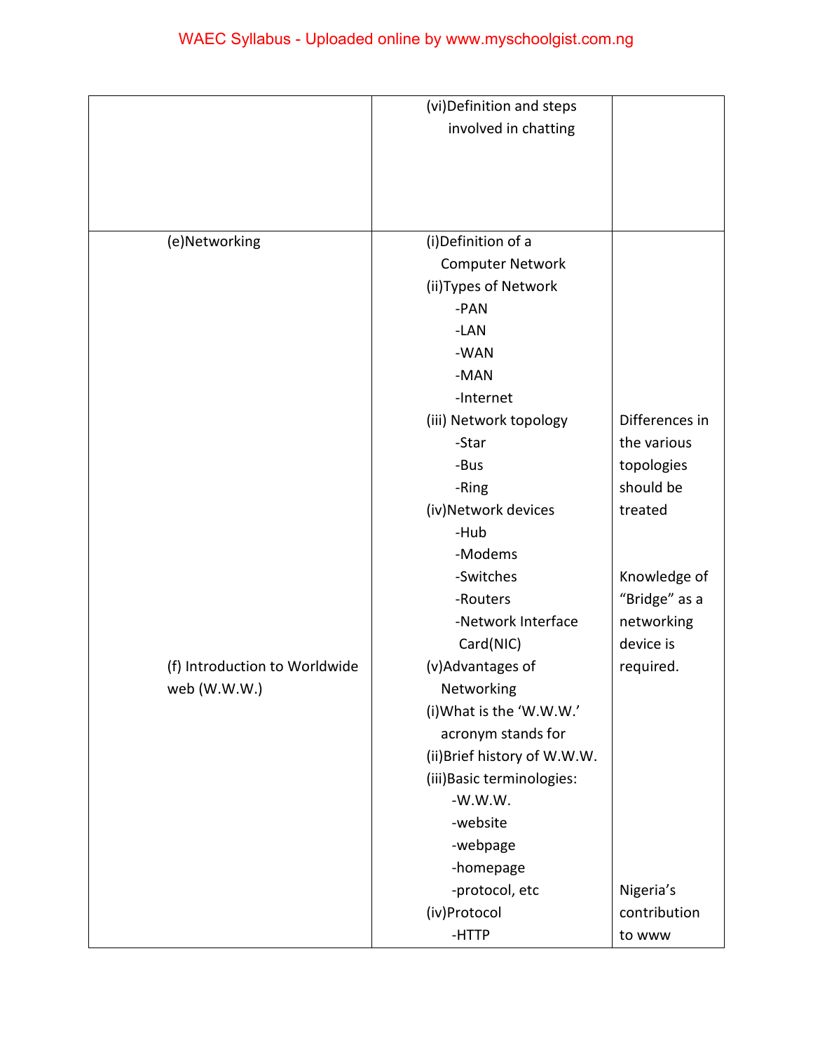| | | |
|---|---|---|
| | (vi)Definition and steps involved in chatting | |
| (e)Networking | (i)Definition of a Computer Network<br>(ii)Types of Network<br>-PAN<br>-LAN<br>-WAN<br>-MAN<br>-Internet<br>(iii) Network topology<br>-Star<br>-Bus<br>-Ring<br>(iv)Network devices<br>-Hub<br>-Modems<br>-Switches<br>-Routers<br>-Network Interface Card(NIC)<br>(v)Advantages of Networking | Differences in the various topologies should be treated<br><br>Knowledge of "Bridge" as a networking device is required. |
| (f) Introduction to Worldwide web (W.W.W.) | (i)What is the 'W.W.W.' acronym stands for<br>(ii)Brief history of W.W.W.<br>(iii)Basic terminologies:<br>-W.W.W.<br>-website<br>-webpage<br>-homepage<br>-protocol, etc<br>(iv)Protocol<br>-HTTP | Nigeria's contribution to www |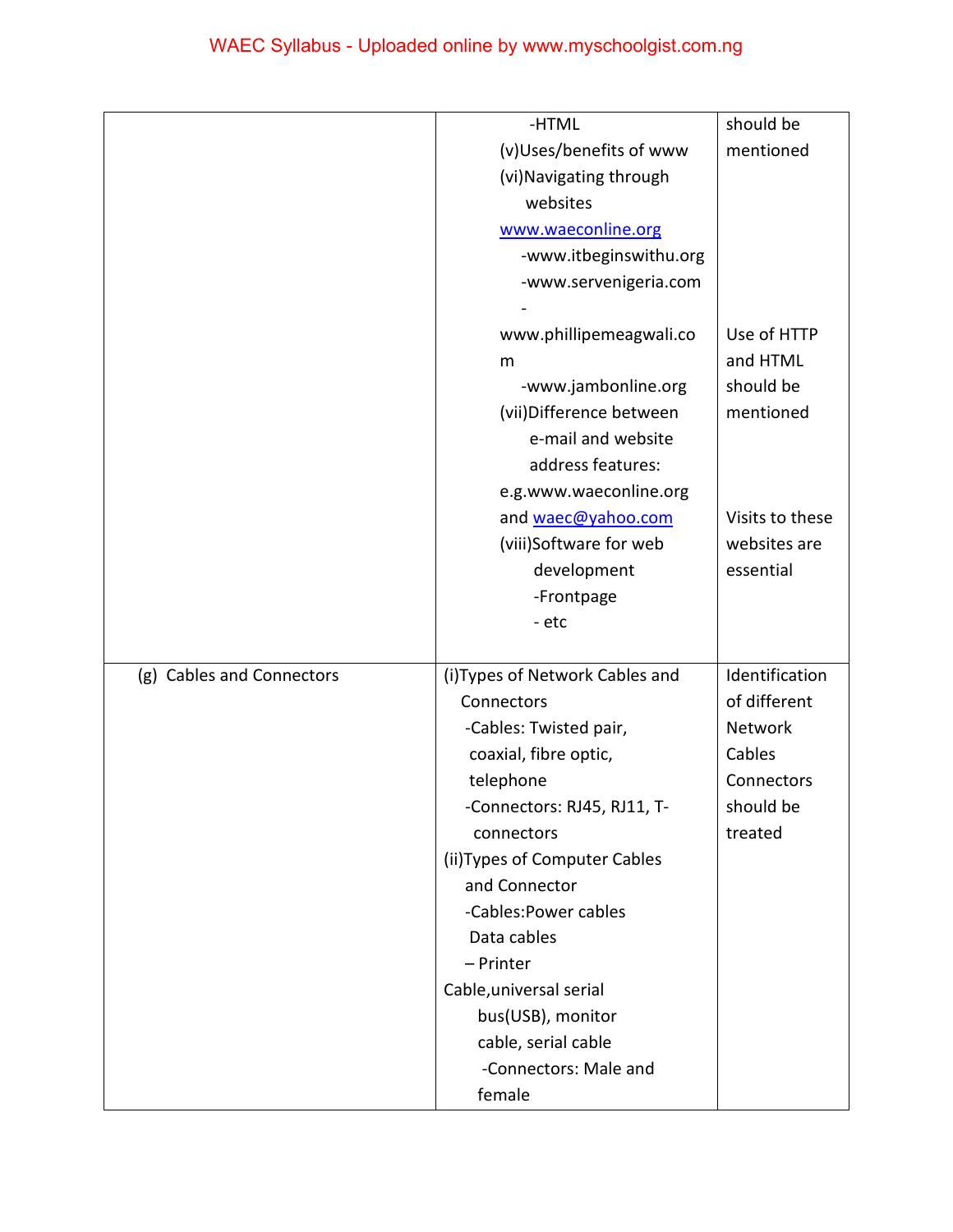| | | |
|---|---|---|
| | -HTML<br>(v)Uses/benefits of www<br>(vi)Navigating through websites<br>www.waeconline.org<br>-www.itbeginswithu.org<br>-www.servenigeria.com<br>-www.phillipemeagwali.com<br>-www.jambonline.org<br>(vii)Difference between e-mail and website address features: e.g.www.waeconline.org and waec@yahoo.com<br>(viii)Software for web development<br>-Frontpage<br>- etc | should be mentioned<br><br>Use of HTTP and HTML should be mentioned<br><br>Visits to these websites are essential |
| (g) Cables and Connectors | (i)Types of Network Cables and Connectors<br>-Cables: Twisted pair, coaxial, fibre optic, telephone<br>-Connectors: RJ45, RJ11, T-connectors<br>(ii)Types of Computer Cables and Connector<br>-Cables:Power cables Data cables<br>– Printer Cable,universal serial bus(USB), monitor cable, serial cable<br>-Connectors: Male and female | Identification of different Network Cables Connectors should be treated |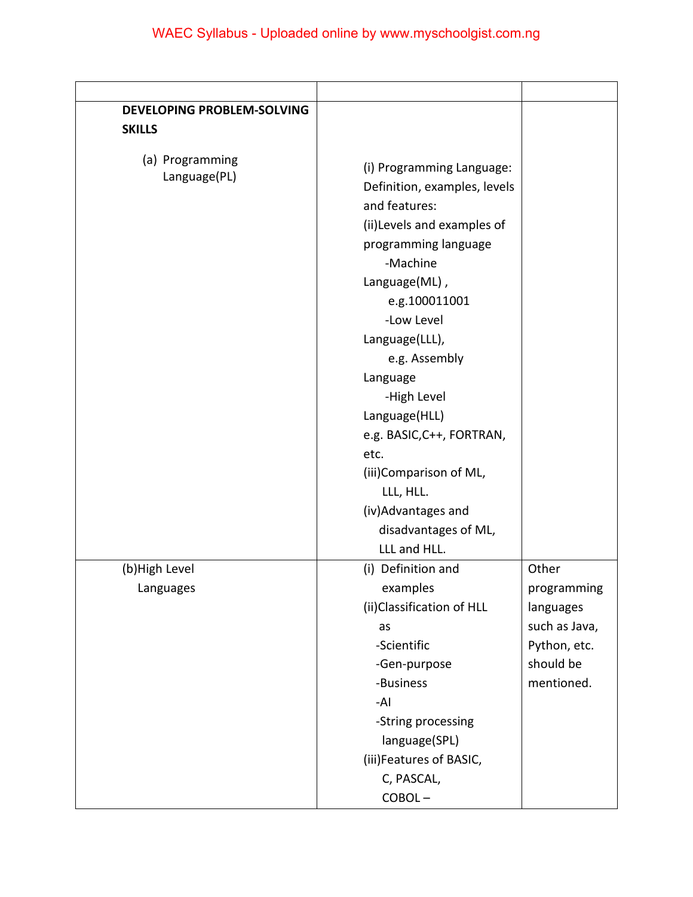| | | |
|---|---|---|
| **DEVELOPING PROBLEM-SOLVING SKILLS**<br><br>(a) Programming Language(PL) | (i) Programming Language: Definition, examples, levels and features:<br>(ii)Levels and examples of programming language<br>-Machine Language(ML) ,<br>e.g.100011001<br>-Low Level Language(LLL),<br>e.g. Assembly Language<br>-High Level Language(HLL)<br>e.g. BASIC,C++, FORTRAN, etc.<br>(iii)Comparison of ML, LLL, HLL.<br>(iv)Advantages and disadvantages of ML, LLL and HLL. | |
| (b)High Level Languages | (i) Definition and examples<br>(ii)Classification of HLL as<br>-Scientific<br>-Gen-purpose<br>-Business<br>-AI<br>-String processing language(SPL)<br>(iii)Features of BASIC, C, PASCAL, COBOL – | Other programming languages such as Java, Python, etc. should be mentioned. |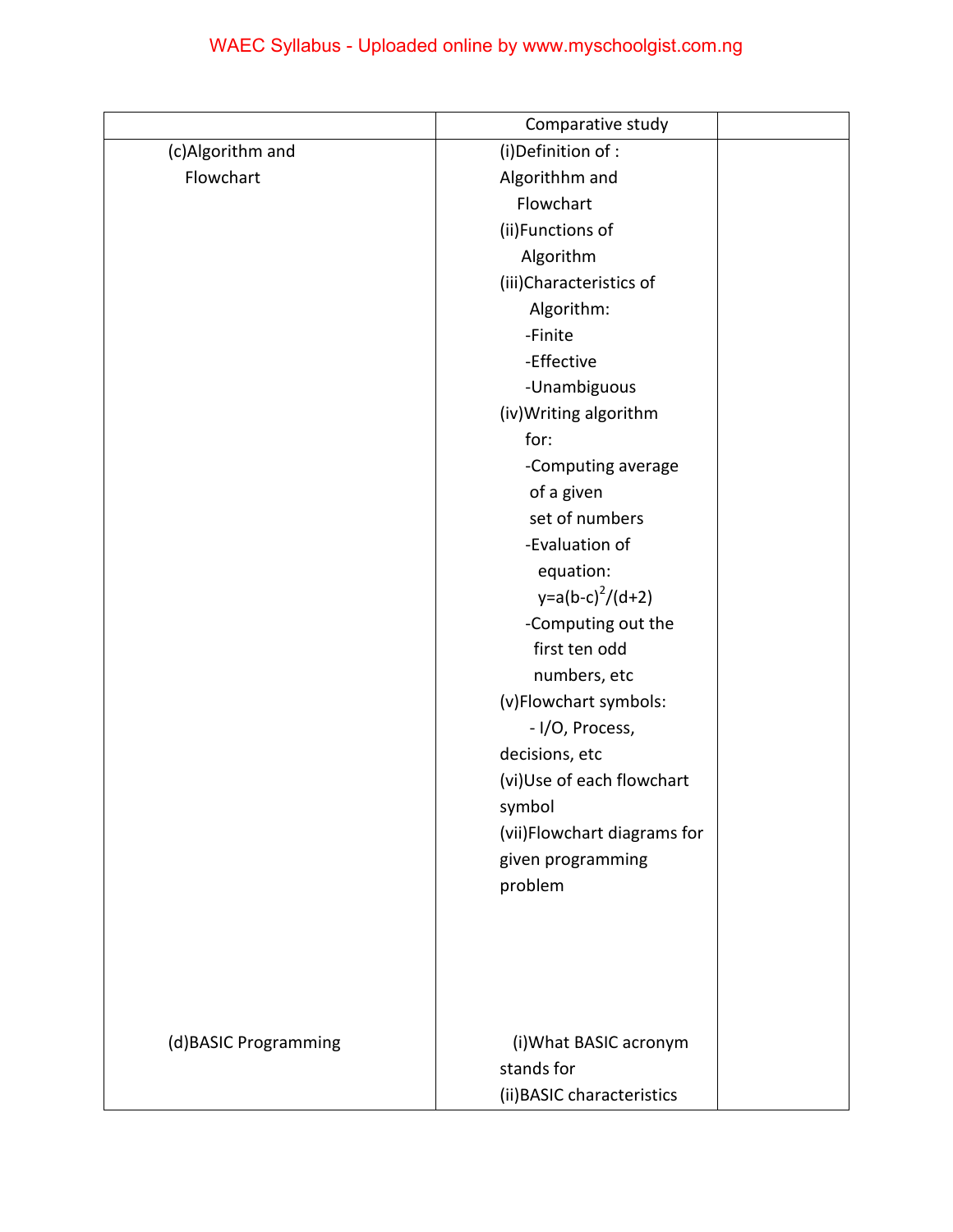| | Comparative study | |
|---|---|---|
| (c)Algorithm and Flowchart | (i)Definition of : Algorithhm and Flowchart<br>(ii)Functions of Algorithm<br>(iii)Characteristics of Algorithm:<br>-Finite<br>-Effective<br>-Unambiguous<br>(iv)Writing algorithm for:<br>-Computing average of a given set of numbers<br>-Evaluation of equation: $y=a(b-c)^2/(d+2)$<br>-Computing out the first ten odd numbers, etc<br>(v)Flowchart symbols:<br>- I/O, Process, decisions, etc<br>(vi)Use of each flowchart symbol<br>(vii)Flowchart diagrams for given programming problem | |
| (d)BASIC Programming | (i)What BASIC acronym stands for<br>(ii)BASIC characteristics | |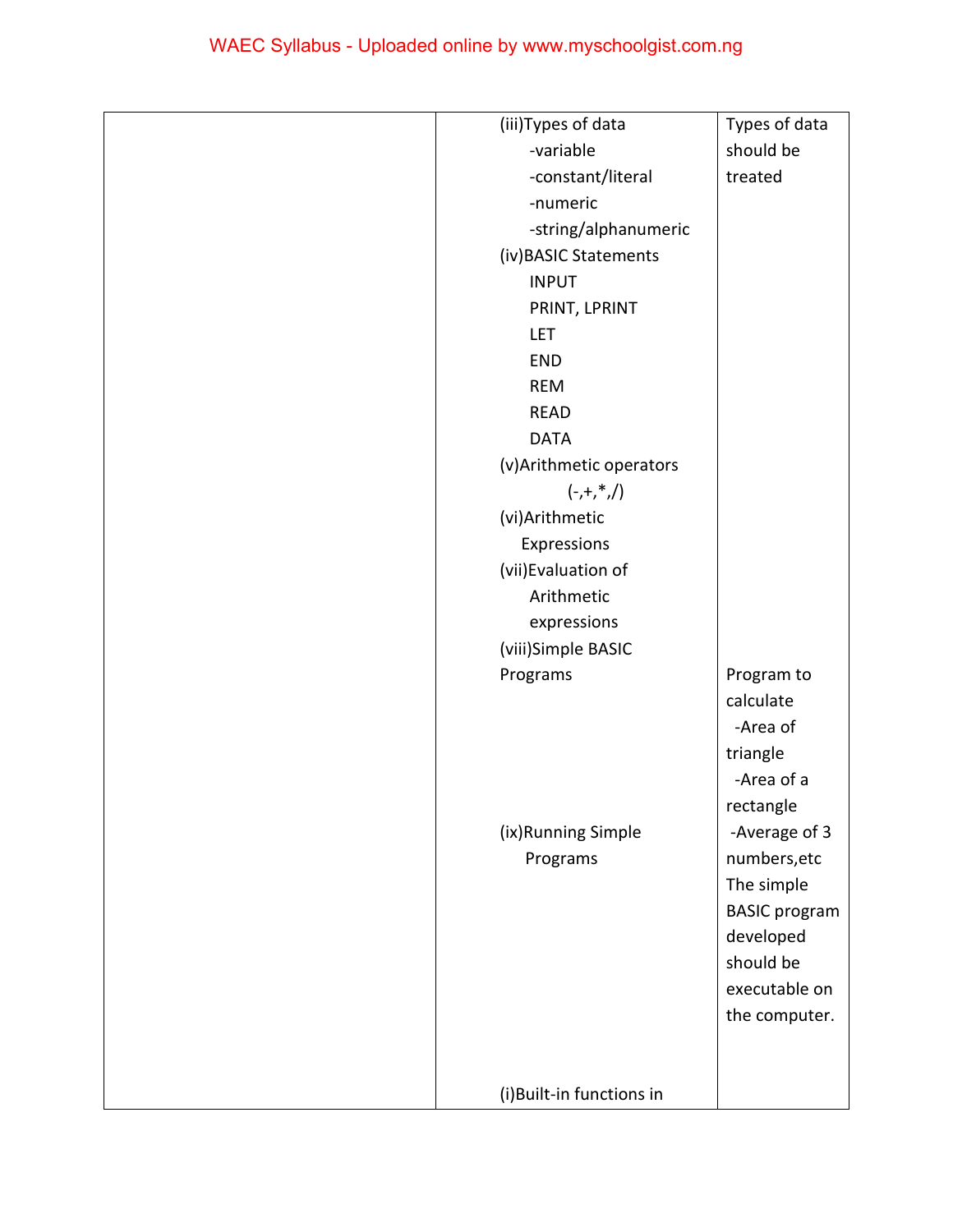|  | (iii)Types of data<br>-variable<br>-constant/literal<br>-numeric<br>-string/alphanumeric<br>(iv)BASIC Statements<br>INPUT<br>PRINT, LPRINT<br>LET<br>END<br>REM<br>READ<br>DATA<br>(v)Arithmetic operators<br>(-,+,*,/)<br>(vi)Arithmetic Expressions<br>(vii)Evaluation of Arithmetic expressions<br>(viii)Simple BASIC Programs<br><br><br><br><br>(ix)Running Simple Programs<br><br><br><br><br><br><br>(i)Built-in functions in | Types of data should be treated<br><br><br><br><br><br><br><br><br><br><br><br><br><br><br><br><br><br><br>Program to calculate<br>-Area of triangle<br>-Area of a rectangle<br>-Average of 3 numbers,etc<br>The simple BASIC program developed should be executable on the computer. |
|---|---|---|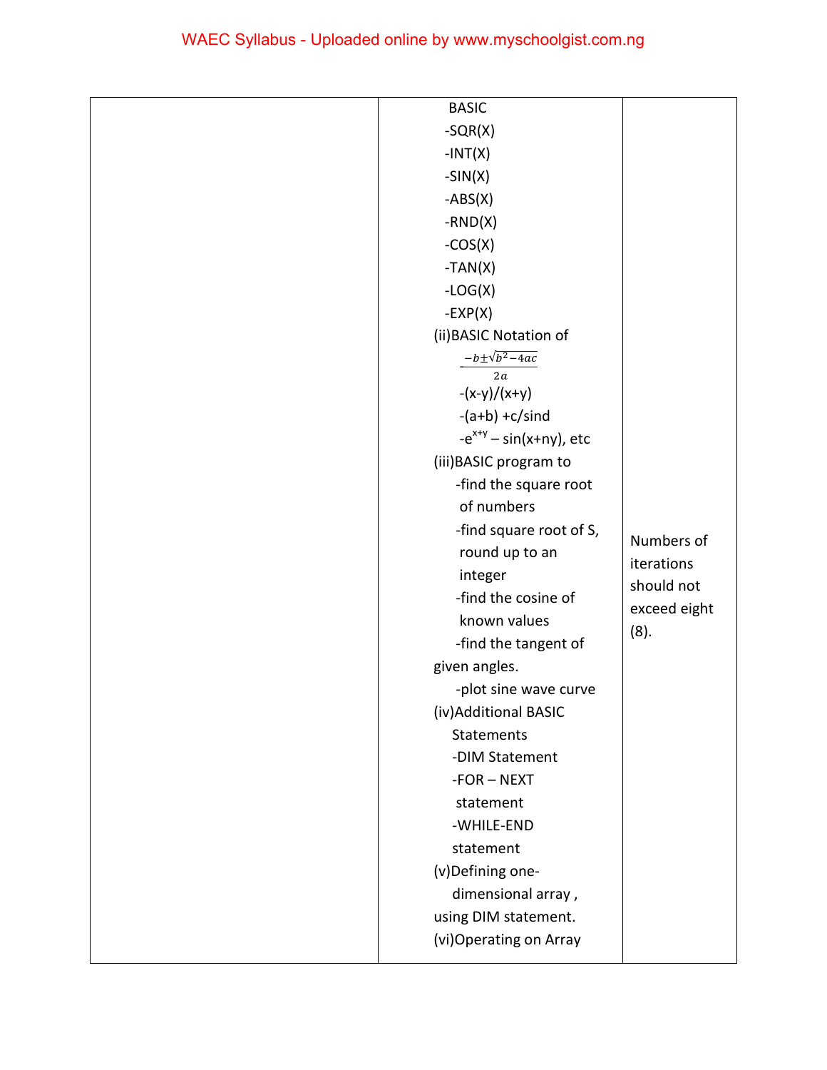| | | |
|---|---|---|
| | BASIC<br>-SQR(X)<br>-INT(X)<br>-SIN(X)<br>-ABS(X)<br>-RND(X)<br>-COS(X)<br>-TAN(X)<br>-LOG(X)<br>-EXP(X)<br>(ii)BASIC Notation of<br>$\frac{-b\pm\sqrt{b^2-4ac}}{2a}$<br>-(x-y)/(x+y)<br>-(a+b) +c/sind<br>-$e^{x+y}$ – sin(x+ny), etc<br>(iii)BASIC program to<br>-find the square root of numbers<br>-find square root of S, round up to an integer<br>-find the cosine of known values<br>-find the tangent of given angles.<br>-plot sine wave curve<br>(iv)Additional BASIC Statements<br>-DIM Statement<br>-FOR – NEXT statement<br>-WHILE-END statement<br>(v)Defining one-dimensional array , using DIM statement.<br>(vi)Operating on Array | Numbers of iterations should not exceed eight (8). |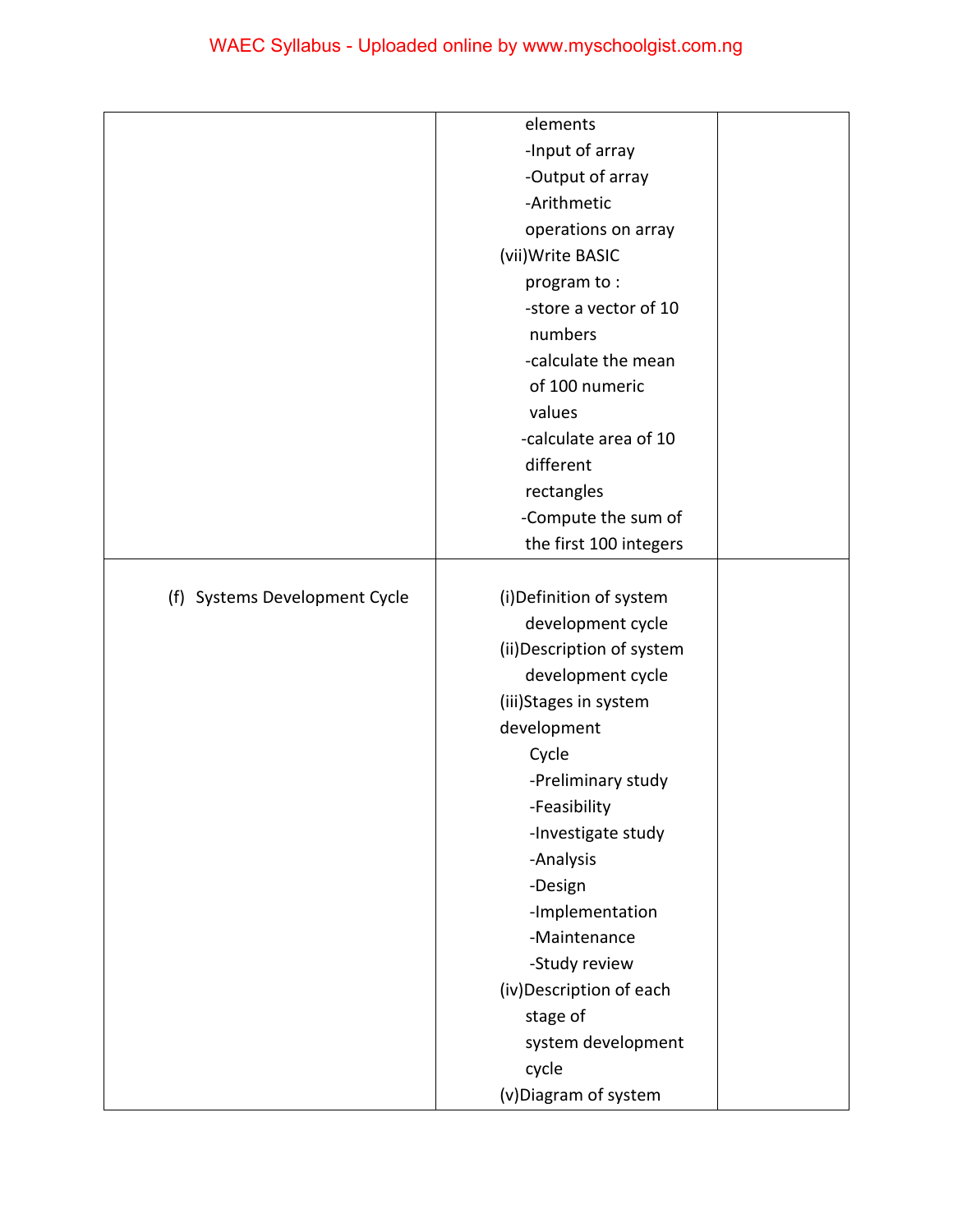| | | |
|---|---|---|
| | elements<br>-Input of array<br>-Output of array<br>-Arithmetic operations on array<br>(vii)Write BASIC program to :<br>-store a vector of 10 numbers<br>-calculate the mean of 100 numeric values<br>-calculate area of 10 different rectangles<br>-Compute the sum of the first 100 integers | |
| (f) Systems Development Cycle | (i)Definition of system development cycle<br>(ii)Description of system development cycle<br>(iii)Stages in system development Cycle<br>-Preliminary study<br>-Feasibility<br>-Investigate study<br>-Analysis<br>-Design<br>-Implementation<br>-Maintenance<br>-Study review<br>(iv)Description of each stage of system development cycle<br>(v)Diagram of system | |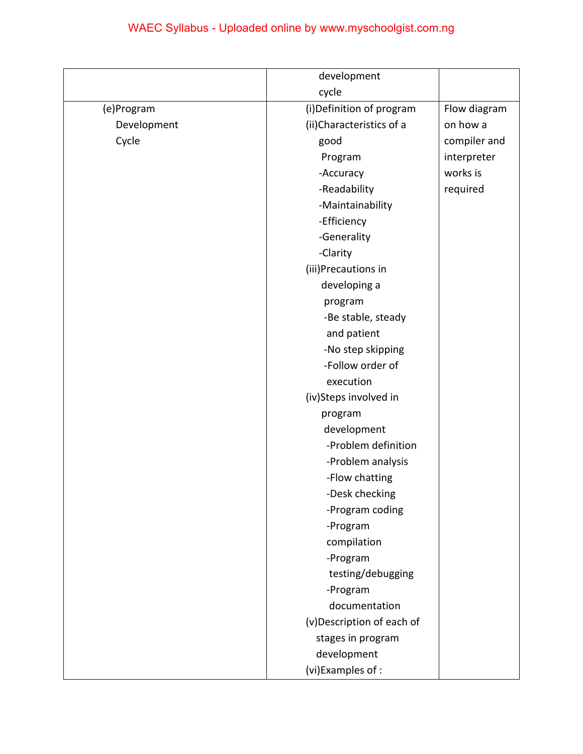| | | |
|---|---|---|
| | development cycle | |
| (e)Program Development Cycle | (i)Definition of program<br>(ii)Characteristics of a good Program<br>-Accuracy<br>-Readability<br>-Maintainability<br>-Efficiency<br>-Generality<br>-Clarity<br>(iii)Precautions in developing a program<br>-Be stable, steady and patient<br>-No step skipping<br>-Follow order of execution<br>(iv)Steps involved in program development<br>-Problem definition<br>-Problem analysis<br>-Flow chatting<br>-Desk checking<br>-Program coding<br>-Program compilation<br>-Program testing/debugging<br>-Program documentation<br>(v)Description of each of stages in program development<br>(vi)Examples of : | Flow diagram on how a compiler and interpreter works is required |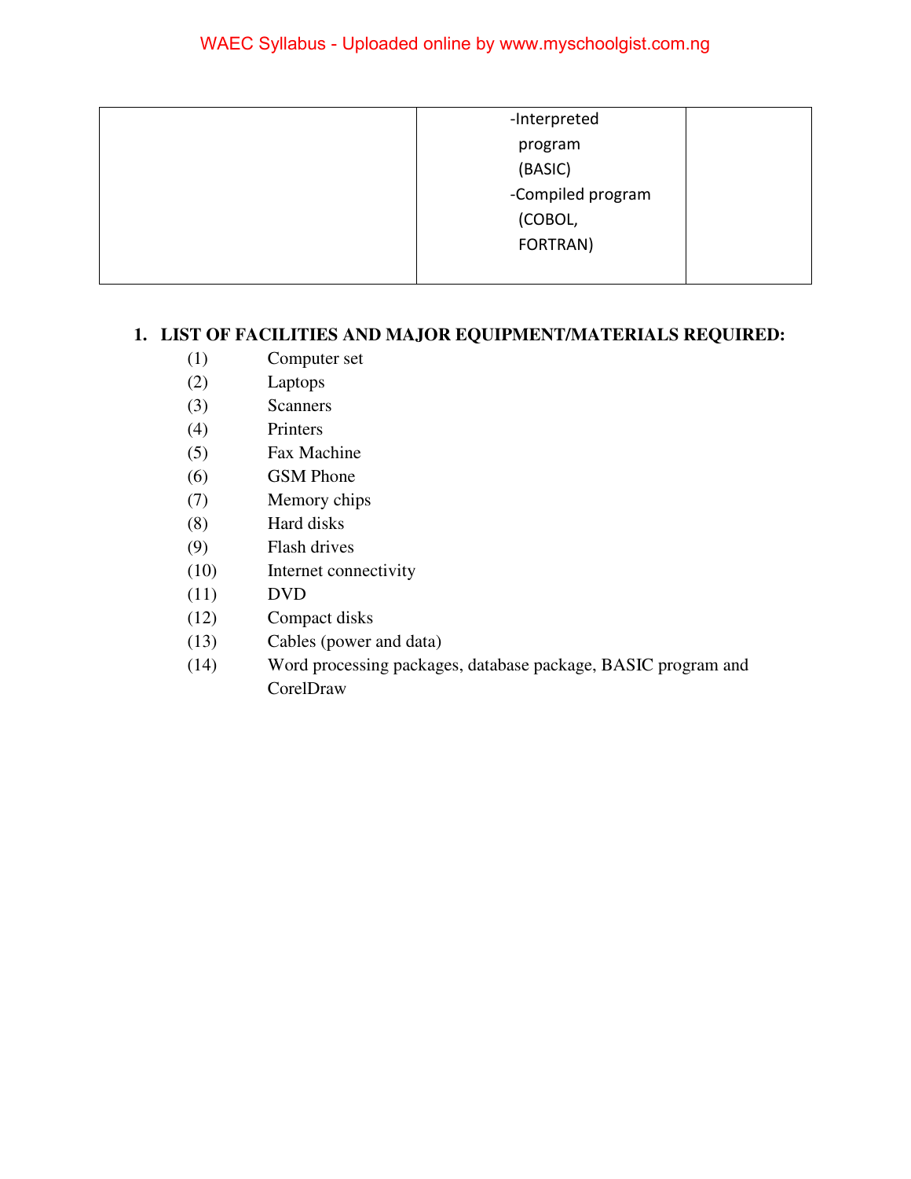| | | |
|---|---|---|
| | -Interpreted program (BASIC)<br>-Compiled program (COBOL, FORTRAN) | |

## 1. LIST OF FACILITIES AND MAJOR EQUIPMENT/MATERIALS REQUIRED:

(1) Computer set
(2) Laptops
(3) Scanners
(4) Printers
(5) Fax Machine
(6) GSM Phone
(7) Memory chips
(8) Hard disks
(9) Flash drives
(10) Internet connectivity
(11) DVD
(12) Compact disks
(13) Cables (power and data)
(14) Word processing packages, database package, BASIC program and CorelDraw